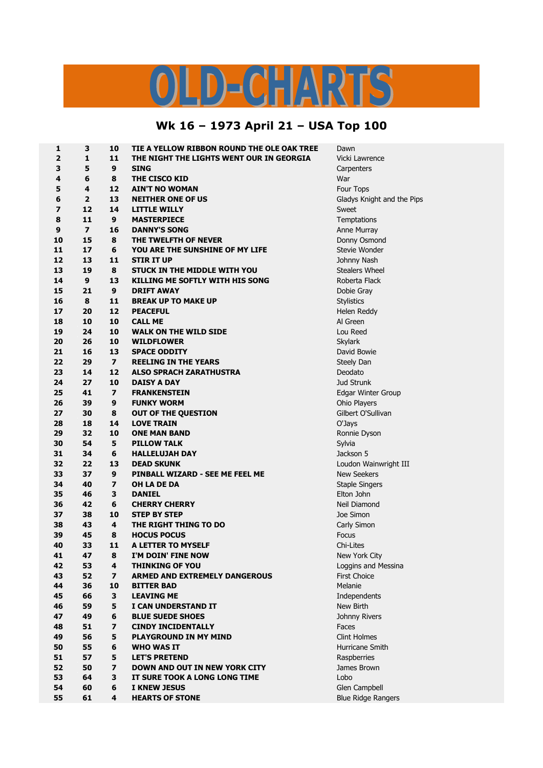# OLD-CHARTS

## Wk 16 – 1973 April 21 – USA Top 100

| | | | | |
|---|---|---|---|---|
| 1 | 3 | 10 | **TIE A YELLOW RIBBON ROUND THE OLE OAK TREE** | Dawn |
| 2 | 1 | 11 | **THE NIGHT THE LIGHTS WENT OUR IN GEORGIA** | Vicki Lawrence |
| 3 | 5 | 9 | **SING** | Carpenters |
| 4 | 6 | 8 | **THE CISCO KID** | War |
| 5 | 4 | 12 | **AIN'T NO WOMAN** | Four Tops |
| 6 | 2 | 13 | **NEITHER ONE OF US** | Gladys Knight and the Pips |
| 7 | 12 | 14 | **LITTLE WILLY** | Sweet |
| 8 | 11 | 9 | **MASTERPIECE** | Temptations |
| 9 | 7 | 16 | **DANNY'S SONG** | Anne Murray |
| 10 | 15 | 8 | **THE TWELFTH OF NEVER** | Donny Osmond |
| 11 | 17 | 6 | **YOU ARE THE SUNSHINE OF MY LIFE** | Stevie Wonder |
| 12 | 13 | 11 | **STIR IT UP** | Johnny Nash |
| 13 | 19 | 8 | **STUCK IN THE MIDDLE WITH YOU** | Stealers Wheel |
| 14 | 9 | 13 | **KILLING ME SOFTLY WITH HIS SONG** | Roberta Flack |
| 15 | 21 | 9 | **DRIFT AWAY** | Dobie Gray |
| 16 | 8 | 11 | **BREAK UP TO MAKE UP** | Stylistics |
| 17 | 20 | 12 | **PEACEFUL** | Helen Reddy |
| 18 | 10 | 10 | **CALL ME** | Al Green |
| 19 | 24 | 10 | **WALK ON THE WILD SIDE** | Lou Reed |
| 20 | 26 | 10 | **WILDFLOWER** | Skylark |
| 21 | 16 | 13 | **SPACE ODDITY** | David Bowie |
| 22 | 29 | 7 | **REELING IN THE YEARS** | Steely Dan |
| 23 | 14 | 12 | **ALSO SPRACH ZARATHUSTRA** | Deodato |
| 24 | 27 | 10 | **DAISY A DAY** | Jud Strunk |
| 25 | 41 | 7 | **FRANKENSTEIN** | Edgar Winter Group |
| 26 | 39 | 9 | **FUNKY WORM** | Ohio Players |
| 27 | 30 | 8 | **OUT OF THE QUESTION** | Gilbert O'Sullivan |
| 28 | 18 | 14 | **LOVE TRAIN** | O'Jays |
| 29 | 32 | 10 | **ONE MAN BAND** | Ronnie Dyson |
| 30 | 54 | 5 | **PILLOW TALK** | Sylvia |
| 31 | 34 | 6 | **HALLELUJAH DAY** | Jackson 5 |
| 32 | 22 | 13 | **DEAD SKUNK** | Loudon Wainwright III |
| 33 | 37 | 9 | **PINBALL WIZARD - SEE ME FEEL ME** | New Seekers |
| 34 | 40 | 7 | **OH LA DE DA** | Staple Singers |
| 35 | 46 | 3 | **DANIEL** | Elton John |
| 36 | 42 | 6 | **CHERRY CHERRY** | Neil Diamond |
| 37 | 38 | 10 | **STEP BY STEP** | Joe Simon |
| 38 | 43 | 4 | **THE RIGHT THING TO DO** | Carly Simon |
| 39 | 45 | 8 | **HOCUS POCUS** | Focus |
| 40 | 33 | 11 | **A LETTER TO MYSELF** | Chi-Lites |
| 41 | 47 | 8 | **I'M DOIN' FINE NOW** | New York City |
| 42 | 53 | 4 | **THINKING OF YOU** | Loggins and Messina |
| 43 | 52 | 7 | **ARMED AND EXTREMELY DANGEROUS** | First Choice |
| 44 | 36 | 10 | **BITTER BAD** | Melanie |
| 45 | 66 | 3 | **LEAVING ME** | Independents |
| 46 | 59 | 5 | **I CAN UNDERSTAND IT** | New Birth |
| 47 | 49 | 6 | **BLUE SUEDE SHOES** | Johnny Rivers |
| 48 | 51 | 7 | **CINDY INCIDENTALLY** | Faces |
| 49 | 56 | 5 | **PLAYGROUND IN MY MIND** | Clint Holmes |
| 50 | 55 | 6 | **WHO WAS IT** | Hurricane Smith |
| 51 | 57 | 5 | **LET'S PRETEND** | Raspberries |
| 52 | 50 | 7 | **DOWN AND OUT IN NEW YORK CITY** | James Brown |
| 53 | 64 | 3 | **IT SURE TOOK A LONG LONG TIME** | Lobo |
| 54 | 60 | 6 | **I KNEW JESUS** | Glen Campbell |
| 55 | 61 | 4 | **HEARTS OF STONE** | Blue Ridge Rangers |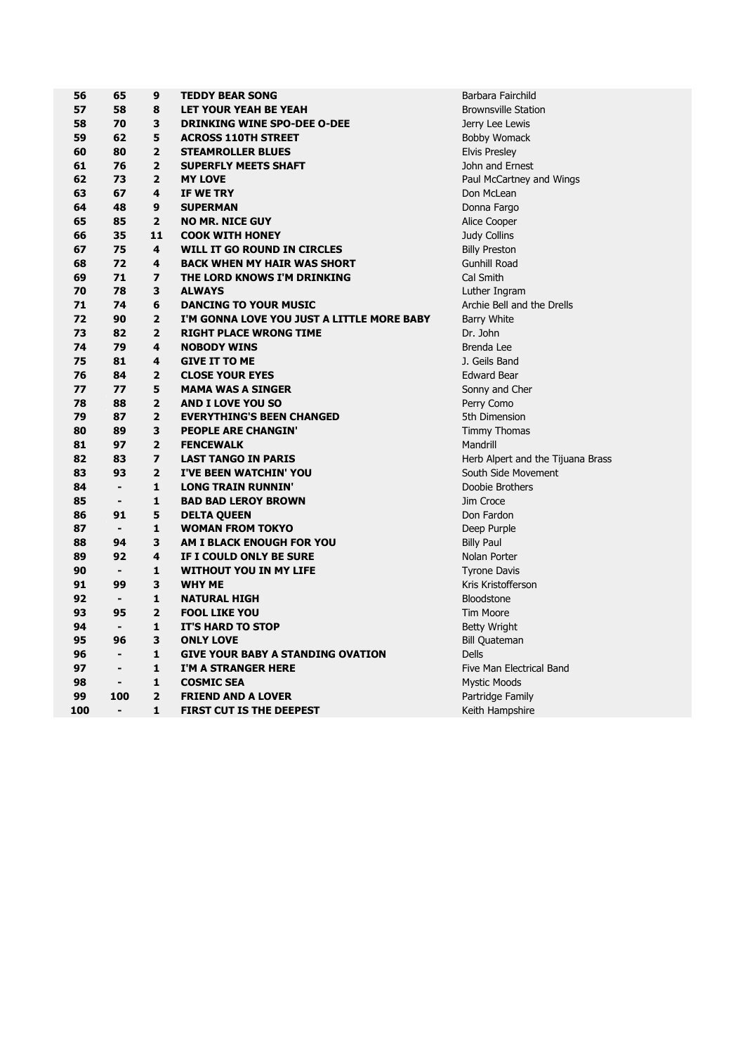| | | | | |
|---|---|---|---|---|
| 56 | 65 | 9 | **TEDDY BEAR SONG** | Barbara Fairchild |
| 57 | 58 | 8 | **LET YOUR YEAH BE YEAH** | Brownsville Station |
| 58 | 70 | 3 | **DRINKING WINE SPO-DEE O-DEE** | Jerry Lee Lewis |
| 59 | 62 | 5 | **ACROSS 110TH STREET** | Bobby Womack |
| 60 | 80 | 2 | **STEAMROLLER BLUES** | Elvis Presley |
| 61 | 76 | 2 | **SUPERFLY MEETS SHAFT** | John and Ernest |
| 62 | 73 | 2 | **MY LOVE** | Paul McCartney and Wings |
| 63 | 67 | 4 | **IF WE TRY** | Don McLean |
| 64 | 48 | 9 | **SUPERMAN** | Donna Fargo |
| 65 | 85 | 2 | **NO MR. NICE GUY** | Alice Cooper |
| 66 | 35 | 11 | **COOK WITH HONEY** | Judy Collins |
| 67 | 75 | 4 | **WILL IT GO ROUND IN CIRCLES** | Billy Preston |
| 68 | 72 | 4 | **BACK WHEN MY HAIR WAS SHORT** | Gunhill Road |
| 69 | 71 | 7 | **THE LORD KNOWS I'M DRINKING** | Cal Smith |
| 70 | 78 | 3 | **ALWAYS** | Luther Ingram |
| 71 | 74 | 6 | **DANCING TO YOUR MUSIC** | Archie Bell and the Drells |
| 72 | 90 | 2 | **I'M GONNA LOVE YOU JUST A LITTLE MORE BABY** | Barry White |
| 73 | 82 | 2 | **RIGHT PLACE WRONG TIME** | Dr. John |
| 74 | 79 | 4 | **NOBODY WINS** | Brenda Lee |
| 75 | 81 | 4 | **GIVE IT TO ME** | J. Geils Band |
| 76 | 84 | 2 | **CLOSE YOUR EYES** | Edward Bear |
| 77 | 77 | 5 | **MAMA WAS A SINGER** | Sonny and Cher |
| 78 | 88 | 2 | **AND I LOVE YOU SO** | Perry Como |
| 79 | 87 | 2 | **EVERYTHING'S BEEN CHANGED** | 5th Dimension |
| 80 | 89 | 3 | **PEOPLE ARE CHANGIN'** | Timmy Thomas |
| 81 | 97 | 2 | **FENCEWALK** | Mandrill |
| 82 | 83 | 7 | **LAST TANGO IN PARIS** | Herb Alpert and the Tijuana Brass |
| 83 | 93 | 2 | **I'VE BEEN WATCHIN' YOU** | South Side Movement |
| 84 | - | 1 | **LONG TRAIN RUNNIN'** | Doobie Brothers |
| 85 | - | 1 | **BAD BAD LEROY BROWN** | Jim Croce |
| 86 | 91 | 5 | **DELTA QUEEN** | Don Fardon |
| 87 | - | 1 | **WOMAN FROM TOKYO** | Deep Purple |
| 88 | 94 | 3 | **AM I BLACK ENOUGH FOR YOU** | Billy Paul |
| 89 | 92 | 4 | **IF I COULD ONLY BE SURE** | Nolan Porter |
| 90 | - | 1 | **WITHOUT YOU IN MY LIFE** | Tyrone Davis |
| 91 | 99 | 3 | **WHY ME** | Kris Kristofferson |
| 92 | - | 1 | **NATURAL HIGH** | Bloodstone |
| 93 | 95 | 2 | **FOOL LIKE YOU** | Tim Moore |
| 94 | - | 1 | **IT'S HARD TO STOP** | Betty Wright |
| 95 | 96 | 3 | **ONLY LOVE** | Bill Quateman |
| 96 | - | 1 | **GIVE YOUR BABY A STANDING OVATION** | Dells |
| 97 | - | 1 | **I'M A STRANGER HERE** | Five Man Electrical Band |
| 98 | - | 1 | **COSMIC SEA** | Mystic Moods |
| 99 | 100 | 2 | **FRIEND AND A LOVER** | Partridge Family |
| 100 | - | 1 | **FIRST CUT IS THE DEEPEST** | Keith Hampshire |